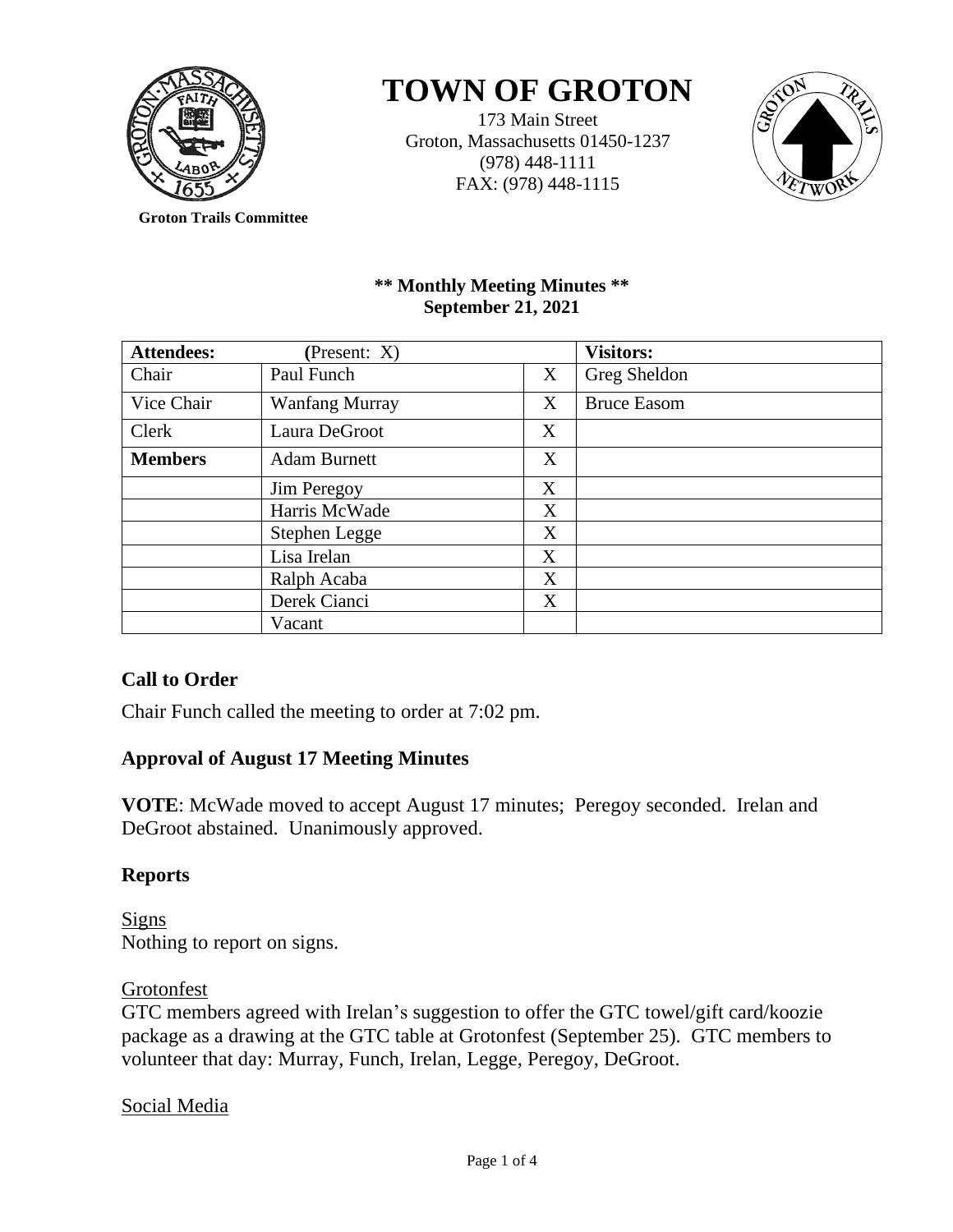# TOWN OF GROTON

173 Main Street
Groton, Massachusetts 01450-1237
(978) 448-1111
FAX: (978) 448-1115

**Groton Trails Committee**

**\*\* Monthly Meeting Minutes \*\***
**September 21, 2021**

| **Attendees:** | **(**Present: X) | | **Visitors:** |
|---|---|---|---|
| Chair | Paul Funch | X | Greg Sheldon |
| Vice Chair | Wanfang Murray | X | Bruce Easom |
| Clerk | Laura DeGroot | X | |
| **Members** | Adam Burnett | X | |
| | Jim Peregoy | X | |
| | Harris McWade | X | |
| | Stephen Legge | X | |
| | Lisa Irelan | X | |
| | Ralph Acaba | X | |
| | Derek Cianci | X | |
| | Vacant | | |

## Call to Order

Chair Funch called the meeting to order at 7:02 pm.

## Approval of August 17 Meeting Minutes

**VOTE**: McWade moved to accept August 17 minutes; Peregoy seconded. Irelan and DeGroot abstained. Unanimously approved.

## Reports

<u>Signs</u>
Nothing to report on signs.

<u>Grotonfest</u>
GTC members agreed with Irelan's suggestion to offer the GTC towel/gift card/koozie package as a drawing at the GTC table at Grotonfest (September 25). GTC members to volunteer that day: Murray, Funch, Irelan, Legge, Peregoy, DeGroot.

<u>Social Media</u>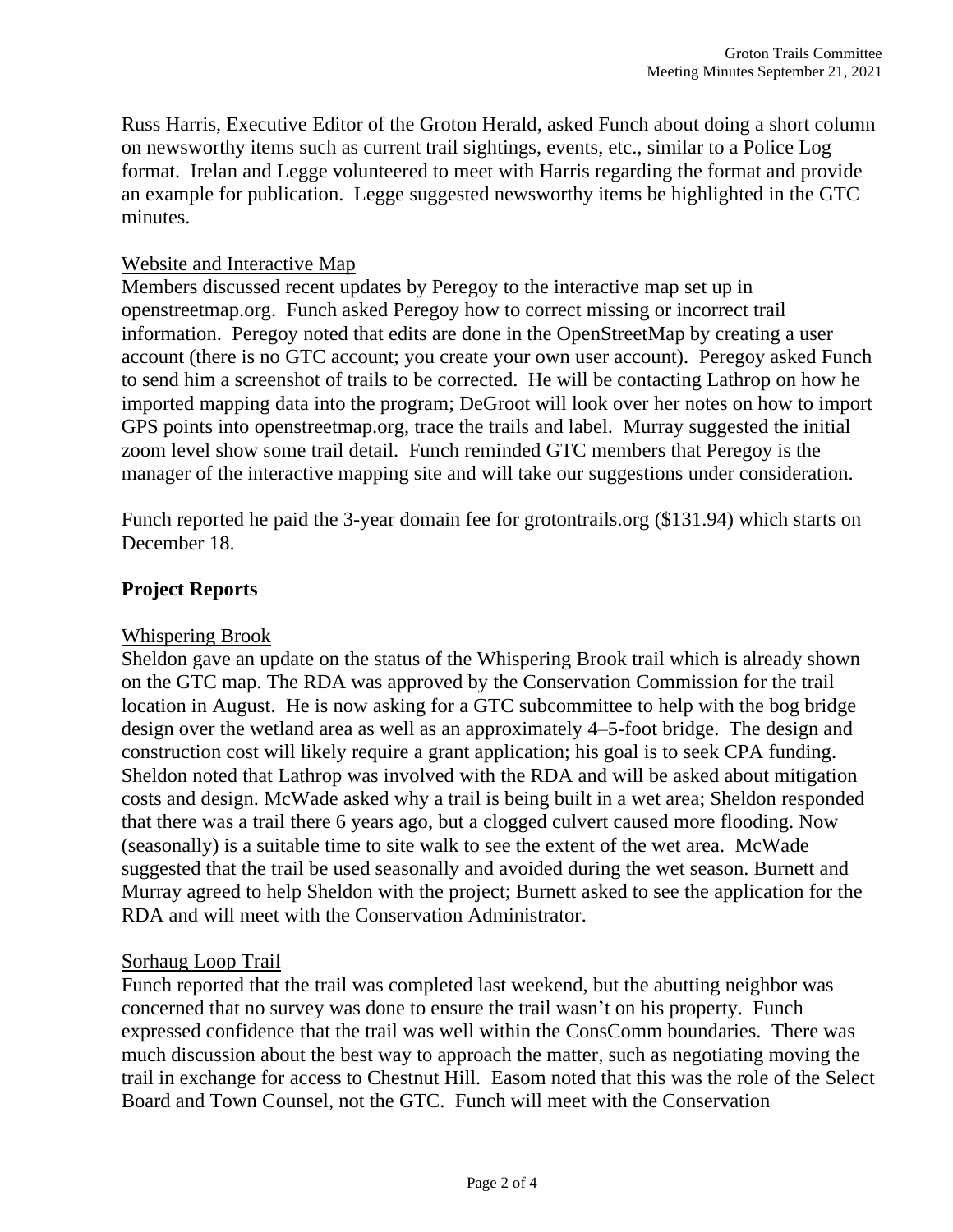Russ Harris, Executive Editor of the Groton Herald, asked Funch about doing a short column on newsworthy items such as current trail sightings, events, etc., similar to a Police Log format. Irelan and Legge volunteered to meet with Harris regarding the format and provide an example for publication. Legge suggested newsworthy items be highlighted in the GTC minutes.

Website and Interactive Map

Members discussed recent updates by Peregoy to the interactive map set up in openstreetmap.org. Funch asked Peregoy how to correct missing or incorrect trail information. Peregoy noted that edits are done in the OpenStreetMap by creating a user account (there is no GTC account; you create your own user account). Peregoy asked Funch to send him a screenshot of trails to be corrected. He will be contacting Lathrop on how he imported mapping data into the program; DeGroot will look over her notes on how to import GPS points into openstreetmap.org, trace the trails and label. Murray suggested the initial zoom level show some trail detail. Funch reminded GTC members that Peregoy is the manager of the interactive mapping site and will take our suggestions under consideration.

Funch reported he paid the 3-year domain fee for grotontrails.org ($131.94) which starts on December 18.

## Project Reports

Whispering Brook

Sheldon gave an update on the status of the Whispering Brook trail which is already shown on the GTC map. The RDA was approved by the Conservation Commission for the trail location in August. He is now asking for a GTC subcommittee to help with the bog bridge design over the wetland area as well as an approximately 4–5-foot bridge. The design and construction cost will likely require a grant application; his goal is to seek CPA funding. Sheldon noted that Lathrop was involved with the RDA and will be asked about mitigation costs and design. McWade asked why a trail is being built in a wet area; Sheldon responded that there was a trail there 6 years ago, but a clogged culvert caused more flooding. Now (seasonally) is a suitable time to site walk to see the extent of the wet area. McWade suggested that the trail be used seasonally and avoided during the wet season. Burnett and Murray agreed to help Sheldon with the project; Burnett asked to see the application for the RDA and will meet with the Conservation Administrator.

Sorhaug Loop Trail

Funch reported that the trail was completed last weekend, but the abutting neighbor was concerned that no survey was done to ensure the trail wasn't on his property. Funch expressed confidence that the trail was well within the ConsComm boundaries. There was much discussion about the best way to approach the matter, such as negotiating moving the trail in exchange for access to Chestnut Hill. Easom noted that this was the role of the Select Board and Town Counsel, not the GTC. Funch will meet with the Conservation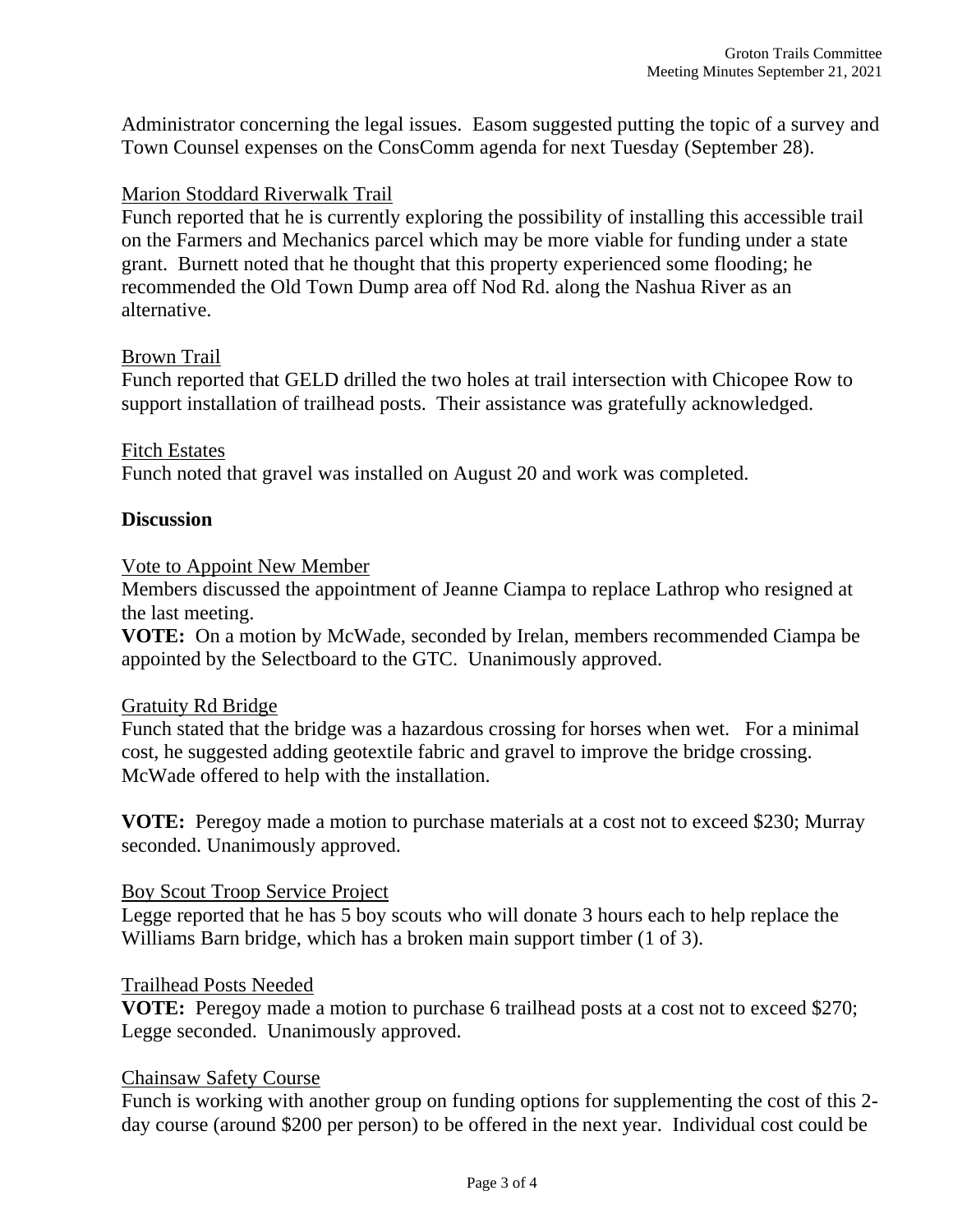Administrator concerning the legal issues. Easom suggested putting the topic of a survey and Town Counsel expenses on the ConsComm agenda for next Tuesday (September 28).

Marion Stoddard Riverwalk Trail

Funch reported that he is currently exploring the possibility of installing this accessible trail on the Farmers and Mechanics parcel which may be more viable for funding under a state grant. Burnett noted that he thought that this property experienced some flooding; he recommended the Old Town Dump area off Nod Rd. along the Nashua River as an alternative.

Brown Trail

Funch reported that GELD drilled the two holes at trail intersection with Chicopee Row to support installation of trailhead posts. Their assistance was gratefully acknowledged.

Fitch Estates

Funch noted that gravel was installed on August 20 and work was completed.

**Discussion**

Vote to Appoint New Member

Members discussed the appointment of Jeanne Ciampa to replace Lathrop who resigned at the last meeting.

**VOTE:** On a motion by McWade, seconded by Irelan, members recommended Ciampa be appointed by the Selectboard to the GTC. Unanimously approved.

Gratuity Rd Bridge

Funch stated that the bridge was a hazardous crossing for horses when wet. For a minimal cost, he suggested adding geotextile fabric and gravel to improve the bridge crossing. McWade offered to help with the installation.

**VOTE:** Peregoy made a motion to purchase materials at a cost not to exceed $230; Murray seconded. Unanimously approved.

Boy Scout Troop Service Project

Legge reported that he has 5 boy scouts who will donate 3 hours each to help replace the Williams Barn bridge, which has a broken main support timber (1 of 3).

Trailhead Posts Needed

**VOTE:** Peregoy made a motion to purchase 6 trailhead posts at a cost not to exceed $270; Legge seconded. Unanimously approved.

Chainsaw Safety Course

Funch is working with another group on funding options for supplementing the cost of this 2-day course (around $200 per person) to be offered in the next year. Individual cost could be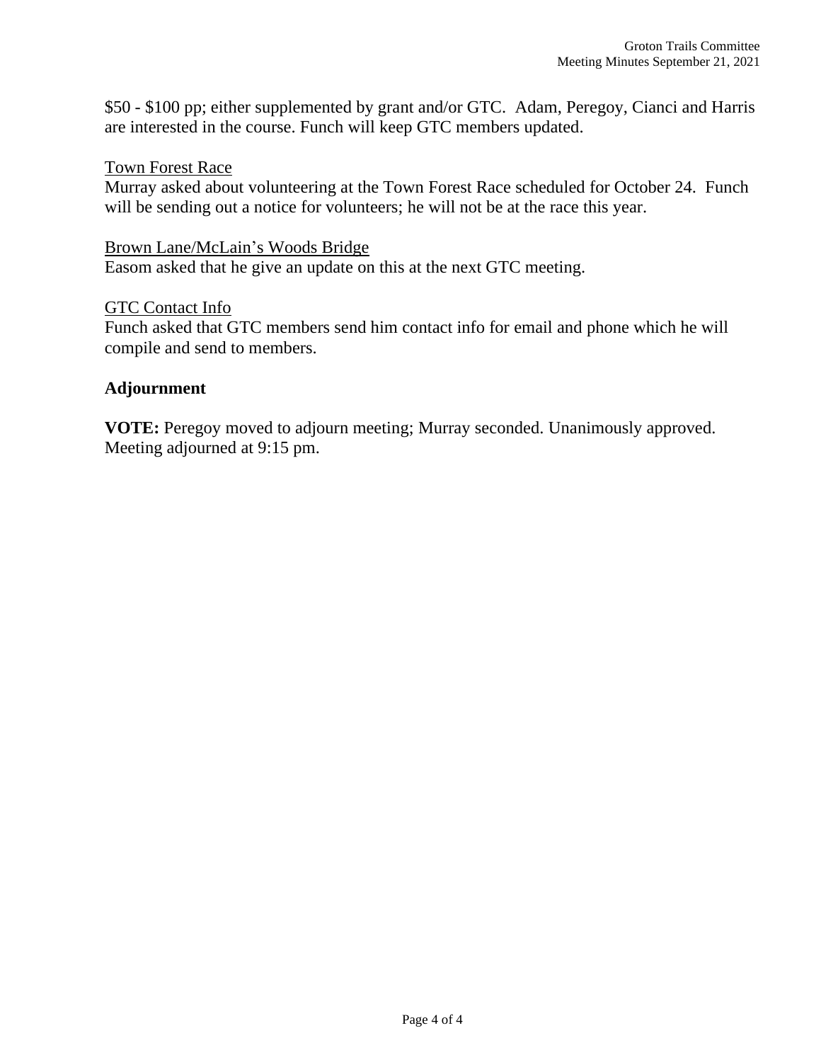$50 - $100 pp; either supplemented by grant and/or GTC. Adam, Peregoy, Cianci and Harris are interested in the course. Funch will keep GTC members updated.

<u>Town Forest Race</u>
Murray asked about volunteering at the Town Forest Race scheduled for October 24. Funch will be sending out a notice for volunteers; he will not be at the race this year.

<u>Brown Lane/McLain's Woods Bridge</u>
Easom asked that he give an update on this at the next GTC meeting.

<u>GTC Contact Info</u>
Funch asked that GTC members send him contact info for email and phone which he will compile and send to members.

**Adjournment**

**VOTE:** Peregoy moved to adjourn meeting; Murray seconded. Unanimously approved. Meeting adjourned at 9:15 pm.